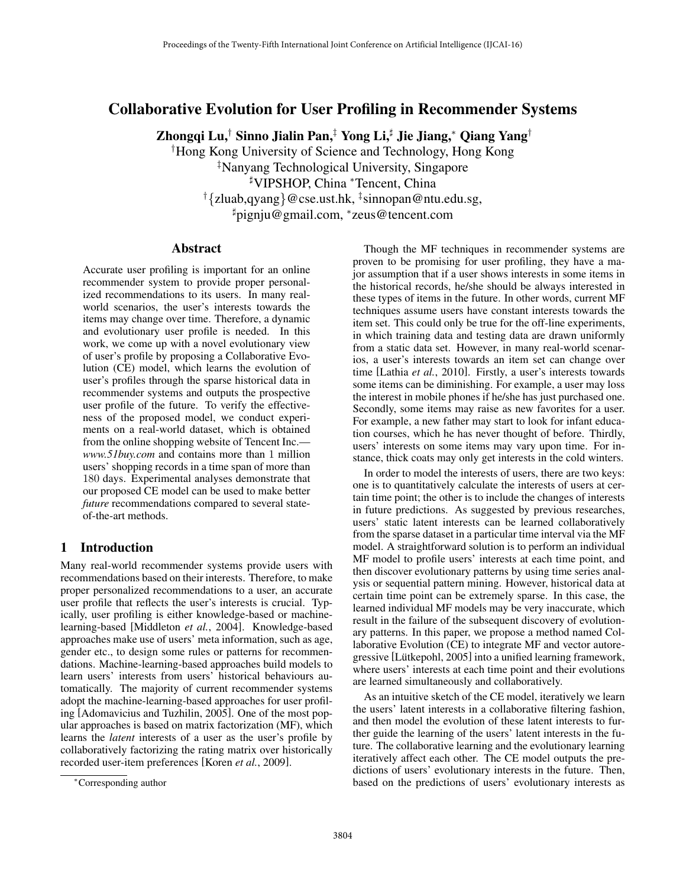# Collaborative Evolution for User Profiling in Recommender Systems

**Zhongqi Lu,[†] Sinno Jialin Pan,[‡] Yong Li,[♯] Jie Jiang,[*] Qiang Yang[†]**

[†]Hong Kong University of Science and Technology, Hong Kong
[‡]Nanyang Technological University, Singapore
[♯]VIPSHOP, China [*]Tencent, China
[†]{zluab,qyang}@cse.ust.hk, [‡]sinnopan@ntu.edu.sg,
[♯]pignju@gmail.com, [*]zeus@tencent.com

## Abstract

Accurate user profiling is important for an online recommender system to provide proper personalized recommendations to its users. In many real-world scenarios, the user's interests towards the items may change over time. Therefore, a dynamic and evolutionary user profile is needed. In this work, we come up with a novel evolutionary view of user's profile by proposing a Collaborative Evolution (CE) model, which learns the evolution of user's profiles through the sparse historical data in recommender systems and outputs the prospective user profile of the future. To verify the effectiveness of the proposed model, we conduct experiments on a real-world dataset, which is obtained from the online shopping website of Tencent Inc.—*www.51buy.com* and contains more than 1 million users' shopping records in a time span of more than 180 days. Experimental analyses demonstrate that our proposed CE model can be used to make better *future* recommendations compared to several state-of-the-art methods.

## 1 Introduction

Many real-world recommender systems provide users with recommendations based on their interests. Therefore, to make proper personalized recommendations to a user, an accurate user profile that reflects the user's interests is crucial. Typically, user profiling is either knowledge-based or machine-learning-based [Middleton *et al.*, 2004]. Knowledge-based approaches make use of users' meta information, such as age, gender etc., to design some rules or patterns for recommendations. Machine-learning-based approaches build models to learn users' interests from users' historical behaviours automatically. The majority of current recommender systems adopt the machine-learning-based approaches for user profiling [Adomavicius and Tuzhilin, 2005]. One of the most popular approaches is based on matrix factorization (MF), which learns the *latent* interests of a user as the user's profile by collaboratively factorizing the rating matrix over historically recorded user-item preferences [Koren *et al.*, 2009].

Though the MF techniques in recommender systems are proven to be promising for user profiling, they have a major assumption that if a user shows interests in some items in the historical records, he/she should be always interested in these types of items in the future. In other words, current MF techniques assume users have constant interests towards the item set. This could only be true for the off-line experiments, in which training data and testing data are drawn uniformly from a static data set. However, in many real-world scenarios, a user's interests towards an item set can change over time [Lathia *et al.*, 2010]. Firstly, a user's interests towards some items can be diminishing. For example, a user may loss the interest in mobile phones if he/she has just purchased one. Secondly, some items may raise as new favorites for a user. For example, a new father may start to look for infant education courses, which he has never thought of before. Thirdly, users' interests on some items may vary upon time. For instance, thick coats may only get interests in the cold winters.

In order to model the interests of users, there are two keys: one is to quantitatively calculate the interests of users at certain time point; the other is to include the changes of interests in future predictions. As suggested by previous researches, users' static latent interests can be learned collaboratively from the sparse dataset in a particular time interval via the MF model. A straightforward solution is to perform an individual MF model to profile users' interests at each time point, and then discover evolutionary patterns by using time series analysis or sequential pattern mining. However, historical data at certain time point can be extremely sparse. In this case, the learned individual MF models may be very inaccurate, which result in the failure of the subsequent discovery of evolutionary patterns. In this paper, we propose a method named Collaborative Evolution (CE) to integrate MF and vector autoregressive [Lütkepohl, 2005] into a unified learning framework, where users' interests at each time point and their evolutions are learned simultaneously and collaboratively.

As an intuitive sketch of the CE model, iteratively we learn the users' latent interests in a collaborative filtering fashion, and then model the evolution of these latent interests to further guide the learning of the users' latent interests in the future. The collaborative learning and the evolutionary learning iteratively affect each other. The CE model outputs the predictions of users' evolutionary interests in the future. Then, based on the predictions of users' evolutionary interests as

---

[*]Corresponding author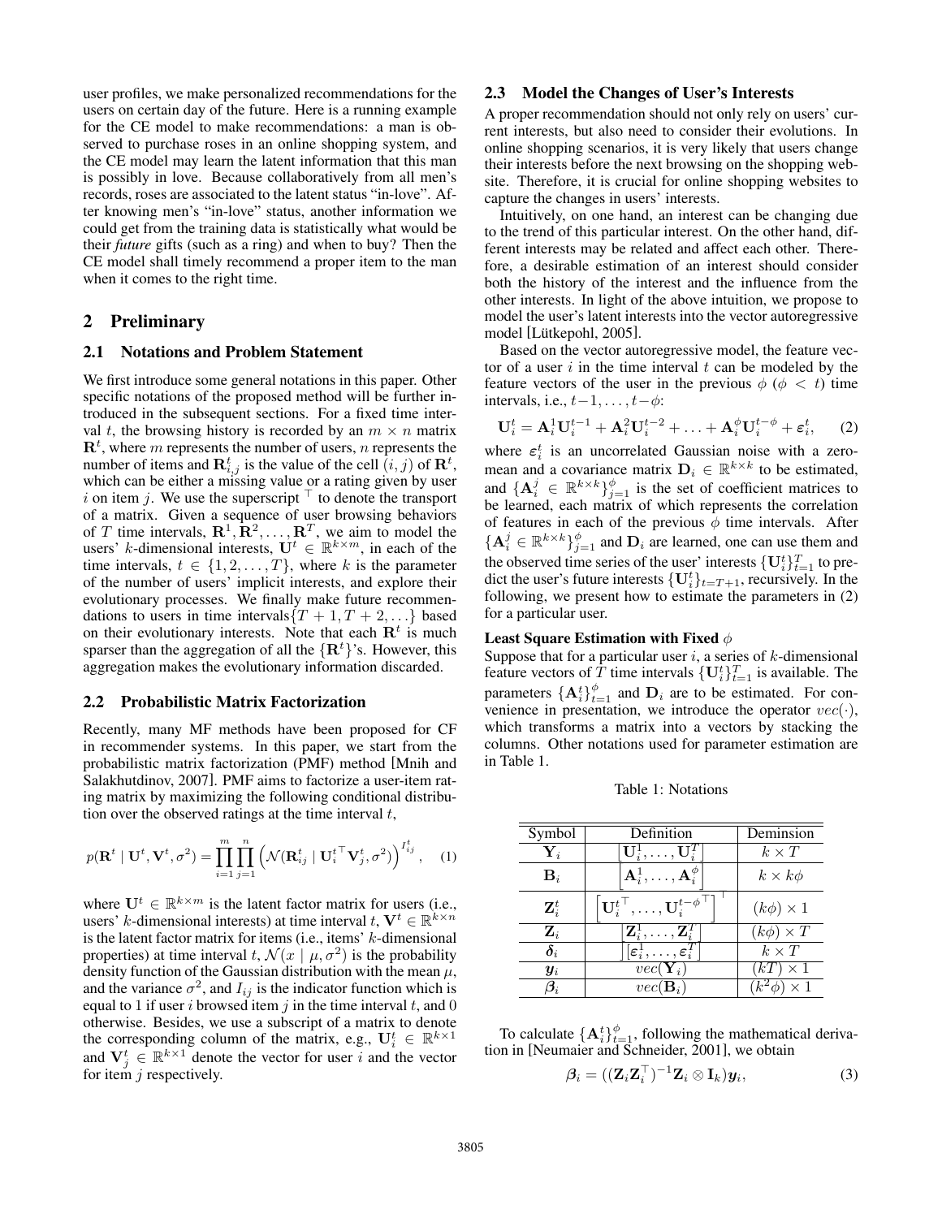user profiles, we make personalized recommendations for the users on certain day of the future. Here is a running example for the CE model to make recommendations: a man is observed to purchase roses in an online shopping system, and the CE model may learn the latent information that this man is possibly in love. Because collaboratively from all men's records, roses are associated to the latent status "in-love". After knowing men's "in-love" status, another information we could get from the training data is statistically what would be their *future* gifts (such as a ring) and when to buy? Then the CE model shall timely recommend a proper item to the man when it comes to the right time.

## 2 Preliminary

### 2.1 Notations and Problem Statement

We first introduce some general notations in this paper. Other specific notations of the proposed method will be further introduced in the subsequent sections. For a fixed time interval $t$, the browsing history is recorded by an $m \times n$ matrix $\mathbf{R}^t$, where $m$ represents the number of users, $n$ represents the number of items and $\mathbf{R}^t_{i,j}$ is the value of the cell $(i, j)$ of $\mathbf{R}^t$, which can be either a missing value or a rating given by user $i$ on item $j$. We use the superscript $^\top$ to denote the transport of a matrix. Given a sequence of user browsing behaviors of $T$ time intervals, $\mathbf{R}^1, \mathbf{R}^2, \ldots, \mathbf{R}^T$, we aim to model the users' $k$-dimensional interests, $\mathbf{U}^t \in \mathbb{R}^{k\times m}$, in each of the time intervals, $t \in \{1, 2, \ldots, T\}$, where $k$ is the parameter of the number of users' implicit interests, and explore their evolutionary processes. We finally make future recommendations to users in time intervals$\{T + 1, T + 2, \ldots\}$ based on their evolutionary interests. Note that each $\mathbf{R}^t$ is much sparser than the aggregation of all the $\{\mathbf{R}^t\}$'s. However, this aggregation makes the evolutionary information discarded.

### 2.2 Probabilistic Matrix Factorization

Recently, many MF methods have been proposed for CF in recommender systems. In this paper, we start from the probabilistic matrix factorization (PMF) method [Mnih and Salakhutdinov, 2007]. PMF aims to factorize a user-item rating matrix by maximizing the following conditional distribution over the observed ratings at the time interval $t$,

$$p(\mathbf{R}^t \mid \mathbf{U}^t, \mathbf{V}^t, \sigma^2) = \prod_{i=1}^{m}\prod_{j=1}^{n}\left(\mathcal{N}(\mathbf{R}^t_{ij} \mid \mathbf{U}_i^{t\top}\mathbf{V}^t_j, \sigma^2)\right)^{I^t_{ij}}, \quad (1)$$

where $\mathbf{U}^t \in \mathbb{R}^{k\times m}$ is the latent factor matrix for users (i.e., users' $k$-dimensional interests) at time interval $t$, $\mathbf{V}^t \in \mathbb{R}^{k\times n}$ is the latent factor matrix for items (i.e., items' $k$-dimensional properties) at time interval $t$, $\mathcal{N}(x \mid \mu, \sigma^2)$ is the probability density function of the Gaussian distribution with the mean $\mu$, and the variance $\sigma^2$, and $I_{ij}$ is the indicator function which is equal to 1 if user $i$ browsed item $j$ in the time interval $t$, and 0 otherwise. Besides, we use a subscript of a matrix to denote the corresponding column of the matrix, e.g., $\mathbf{U}^t_i \in \mathbb{R}^{k\times 1}$ and $\mathbf{V}^t_j \in \mathbb{R}^{k\times 1}$ denote the vector for user $i$ and the vector for item $j$ respectively.

### 2.3 Model the Changes of User's Interests

A proper recommendation should not only rely on users' current interests, but also need to consider their evolutions. In online shopping scenarios, it is very likely that users change their interests before the next browsing on the shopping website. Therefore, it is crucial for online shopping websites to capture the changes in users' interests.

Intuitively, on one hand, an interest can be changing due to the trend of this particular interest. On the other hand, different interests may be related and affect each other. Therefore, a desirable estimation of an interest should consider both the history of the interest and the influence from the other interests. In light of the above intuition, we propose to model the user's latent interests into the vector autoregressive model [Lütkepohl, 2005].

Based on the vector autoregressive model, the feature vector of a user $i$ in the time interval $t$ can be modeled by the feature vectors of the user in the previous $\phi$ ($\phi < t$) time intervals, i.e., $t-1, \ldots, t-\phi$:

$$\mathbf{U}^t_i = \mathbf{A}^1_i\mathbf{U}^{t-1}_i + \mathbf{A}^2_i\mathbf{U}^{t-2}_i + \ldots + \mathbf{A}^\phi_i\mathbf{U}^{t-\phi}_i + \boldsymbol{\varepsilon}^t_i, \quad (2)$$

where $\boldsymbol{\varepsilon}^t_i$ is an uncorrelated Gaussian noise with a zero-mean and a covariance matrix $\mathbf{D}_i \in \mathbb{R}^{k\times k}$ to be estimated, and $\{\mathbf{A}^j_i \in \mathbb{R}^{k\times k}\}^\phi_{j=1}$ is the set of coefficient matrices to be learned, each matrix of which represents the correlation of features in each of the previous $\phi$ time intervals. After $\{\mathbf{A}^j_i \in \mathbb{R}^{k\times k}\}^\phi_{j=1}$ and $\mathbf{D}_i$ are learned, one can use them and the observed time series of the user' interests $\{\mathbf{U}^t_i\}^T_{t=1}$ to predict the user's future interests $\{\mathbf{U}^t_i\}_{t=T+1}$, recursively. In the following, we present how to estimate the parameters in (2) for a particular user.

**Least Square Estimation with Fixed $\phi$**

Suppose that for a particular user $i$, a series of $k$-dimensional feature vectors of $T$ time intervals $\{\mathbf{U}^t_i\}^T_{t=1}$ is available. The parameters $\{\mathbf{A}^t_i\}^\phi_{t=1}$ and $\mathbf{D}_i$ are to be estimated. For convenience in presentation, we introduce the operator $vec(\cdot)$, which transforms a matrix into a vectors by stacking the columns. Other notations used for parameter estimation are in Table 1.

Table 1: Notations

| Symbol | Definition | Deminsion |
|---|---|---|
| $\mathbf{Y}_i$ | $\left[\mathbf{U}^1_i, \ldots, \mathbf{U}^T_i\right]$ | $k \times T$ |
| $\mathbf{B}_i$ | $\left[\mathbf{A}^1_i, \ldots, \mathbf{A}^\phi_i\right]$ | $k \times k\phi$ |
| $\mathbf{Z}^t_i$ | $\left[\mathbf{U}^{t\top}_i, \ldots, \mathbf{U}^{t-\phi\top}_i\right]^\top$ | $(k\phi) \times 1$ |
| $\mathbf{Z}_i$ | $\left[\mathbf{Z}^1_i, \ldots, \mathbf{Z}^T_i\right]$ | $(k\phi) \times T$ |
| $\boldsymbol{\delta}_i$ | $\left[\boldsymbol{\varepsilon}^1_i, \ldots, \boldsymbol{\varepsilon}^T_i\right]$ | $k \times T$ |
| $\boldsymbol{y}_i$ | $vec(\mathbf{Y}_i)$ | $(kT) \times 1$ |
| $\boldsymbol{\beta}_i$ | $vec(\mathbf{B}_i)$ | $(k^2\phi) \times 1$ |

To calculate $\{\mathbf{A}^t_i\}^\phi_{t=1}$, following the mathematical derivation in [Neumaier and Schneider, 2001], we obtain

$$\boldsymbol{\beta}_i = ((\mathbf{Z}_i\mathbf{Z}^\top_i)^{-1}\mathbf{Z}_i \otimes \mathbf{I}_k)\boldsymbol{y}_i, \quad (3)$$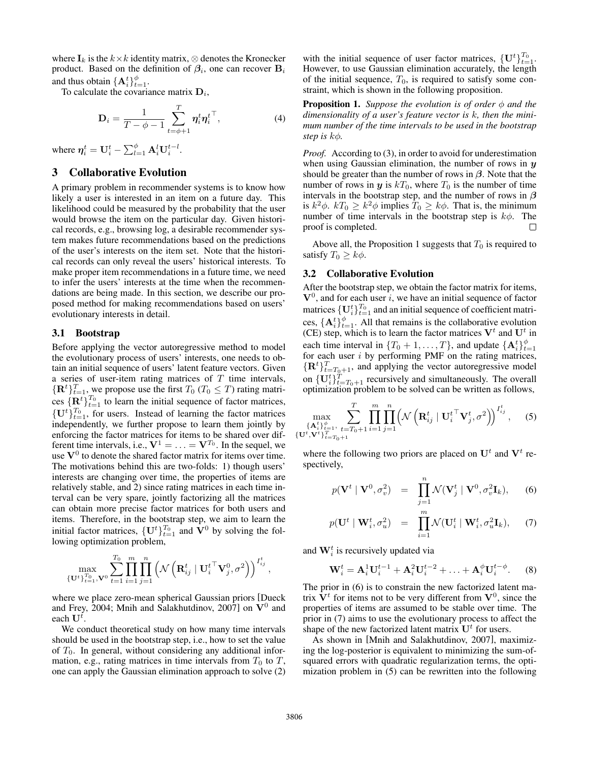where $\mathbf{I}_k$ is the $k \times k$ identity matrix, $\otimes$ denotes the Kronecker product. Based on the definition of $\boldsymbol{\beta}_i$, one can recover $\mathbf{B}_i$ and thus obtain $\{\mathbf{A}_i^t\}_{t=1}^{\phi}$.

To calculate the covariance matrix $\mathbf{D}_i$,

$$\mathbf{D}_i = \frac{1}{T - \phi - 1} \sum_{t=\phi+1}^{T} \boldsymbol{\eta}_i^t {\boldsymbol{\eta}_i^t}^\top, \tag{4}$$

where $\boldsymbol{\eta}_i^t = \mathbf{U}_i^t - \sum_{l=1}^{\phi} \mathbf{A}_i^l \mathbf{U}_i^{t-l}$.

## 3 Collaborative Evolution

A primary problem in recommender systems is to know how likely a user is interested in an item on a future day. This likelihood could be measured by the probability that the user would browse the item on the particular day. Given historical records, e.g., browsing log, a desirable recommender system makes future recommendations based on the predictions of the user's interests on the item set. Note that the historical records can only reveal the users' historical interests. To make proper item recommendations in a future time, we need to infer the users' interests at the time when the recommendations are being made. In this section, we describe our proposed method for making recommendations based on users' evolutionary interests in detail.

### 3.1 Bootstrap

Before applying the vector autoregressive method to model the evolutionary process of users' interests, one needs to obtain an initial sequence of users' latent feature vectors. Given a series of user-item rating matrices of $T$ time intervals, $\{\mathbf{R}^t\}_{t=1}^{T}$, we propose use the first $T_0$ ($T_0 \leq T$) rating matrices $\{\mathbf{R}^t\}_{t=1}^{T_0}$ to learn the initial sequence of factor matrices, $\{\mathbf{U}^t\}_{t=1}^{T_0}$, for users. Instead of learning the factor matrices independently, we further propose to learn them jointly by enforcing the factor matrices for items to be shared over different time intervals, i.e., $\mathbf{V}^1 = \ldots = \mathbf{V}^{T_0}$. In the sequel, we use $\mathbf{V}^0$ to denote the shared factor matrix for items over time. The motivations behind this are two-folds: 1) though users' interests are changing over time, the properties of items are relatively stable, and 2) since rating matrices in each time interval can be very spare, jointly factorizing all the matrices can obtain more precise factor matrices for both users and items. Therefore, in the bootstrap step, we aim to learn the initial factor matrices, $\{\mathbf{U}^t\}_{t=1}^{T_0}$ and $\mathbf{V}^0$ by solving the following optimization problem,

$$\max_{\{\mathbf{U}^t\}_{t=1}^{T_0}, \mathbf{V}^0} \sum_{t=1}^{T_0} \prod_{i=1}^{m} \prod_{j=1}^{n} \left( \mathcal{N}\left( \mathbf{R}_{ij}^t \mid {\mathbf{U}_i^t}^\top \mathbf{V}_j^0, \sigma^2 \right) \right)^{I_{ij}^t},$$

where we place zero-mean spherical Gaussian priors [Dueck and Frey, 2004; Mnih and Salakhutdinov, 2007] on $\mathbf{V}^0$ and each $\mathbf{U}^t$.

We conduct theoretical study on how many time intervals should be used in the bootstrap step, i.e., how to set the value of $T_0$. In general, without considering any additional information, e.g., rating matrices in time intervals from $T_0$ to $T$, one can apply the Gaussian elimination approach to solve (2) with the initial sequence of user factor matrices, $\{\mathbf{U}^t\}_{t=1}^{T_0}$. However, to use Gaussian elimination accurately, the length of the initial sequence, $T_0$, is required to satisfy some constraint, which is shown in the following proposition.

**Proposition 1.** *Suppose the evolution is of order $\phi$ and the dimensionality of a user's feature vector is $k$, then the minimum number of the time intervals to be used in the bootstrap step is $k\phi$.*

*Proof.* According to (3), in order to avoid for underestimation when using Gaussian elimination, the number of rows in $\boldsymbol{y}$ should be greater than the number of rows in $\boldsymbol{\beta}$. Note that the number of rows in $\boldsymbol{y}$ is $kT_0$, where $T_0$ is the number of time intervals in the bootstrap step, and the number of rows in $\boldsymbol{\beta}$ is $k^2\phi$. $kT_0 \geq k^2\phi$ implies $T_0 \geq k\phi$. That is, the minimum number of time intervals in the bootstrap step is $k\phi$. The proof is completed. ∎

Above all, the Proposition 1 suggests that $T_0$ is required to satisfy $T_0 \geq k\phi$.

### 3.2 Collaborative Evolution

After the bootstrap step, we obtain the factor matrix for items, $\mathbf{V}^0$, and for each user $i$, we have an initial sequence of factor matrices $\{\mathbf{U}_i^t\}_{t=1}^{T_0}$ and an initial sequence of coefficient matrices, $\{\mathbf{A}_i^t\}_{t=1}^{\phi}$. All that remains is the collaborative evolution (CE) step, which is to learn the factor matrices $\mathbf{V}^t$ and $\mathbf{U}^t$ in each time interval in $\{T_0+1, \ldots, T\}$, and update $\{\mathbf{A}_i^t\}_{t=1}^{\phi}$ for each user $i$ by performing PMF on the rating matrices, $\{\mathbf{R}^t\}_{t=T_0+1}^{T}$, and applying the vector autoregressive model on $\{\mathbf{U}_i^t\}_{t=T_0+1}^{T}$ recursively and simultaneously. The overall optimization problem to be solved can be written as follows,

$$\max_{\substack{\{\mathbf{A}_i^t\}_{t=1}^{\phi}, \\ \{\mathbf{U}^t, \mathbf{V}^t\}_{t=T_0+1}^{T}}} \sum_{t=T_0+1}^{T} \prod_{i=1}^{m} \prod_{j=1}^{n} \left( \mathcal{N}\left( \mathbf{R}_{ij}^t \mid {\mathbf{U}_i^t}^\top \mathbf{V}_j^t, \sigma^2 \right) \right)^{I_{ij}^t}, \tag{5}$$

where the following two priors are placed on $\mathbf{U}^t$ and $\mathbf{V}^t$ respectively,

$$p(\mathbf{V}^t \mid \mathbf{V}^0, \sigma_v^2) = \prod_{j=1}^{n} \mathcal{N}(\mathbf{V}_j^t \mid \mathbf{V}^0, \sigma_v^2 \mathbf{I}_k), \tag{6}$$

$$p(\mathbf{U}^t \mid \mathbf{W}_i^t, \sigma_u^2) = \prod_{i=1}^{m} \mathcal{N}(\mathbf{U}_i^t \mid \mathbf{W}_i^t, \sigma_u^2 \mathbf{I}_k), \tag{7}$$

and $\mathbf{W}_i^t$ is recursively updated via

$$\mathbf{W}_i^t = \mathbf{A}_i^1 \mathbf{U}_i^{t-1} + \mathbf{A}_i^2 \mathbf{U}_i^{t-2} + \ldots + \mathbf{A}_i^{\phi} \mathbf{U}_i^{t-\phi}. \tag{8}$$

The prior in (6) is to constrain the new factorized latent matrix $\mathbf{V}^t$ for items not to be very different from $\mathbf{V}^0$, since the properties of items are assumed to be stable over time. The prior in (7) aims to use the evolutionary process to affect the shape of the new factorized latent matrix $\mathbf{U}^t$ for users.

As shown in [Mnih and Salakhutdinov, 2007], maximizing the log-posterior is equivalent to minimizing the sum-of-squared errors with quadratic regularization terms, the optimization problem in (5) can be rewritten into the following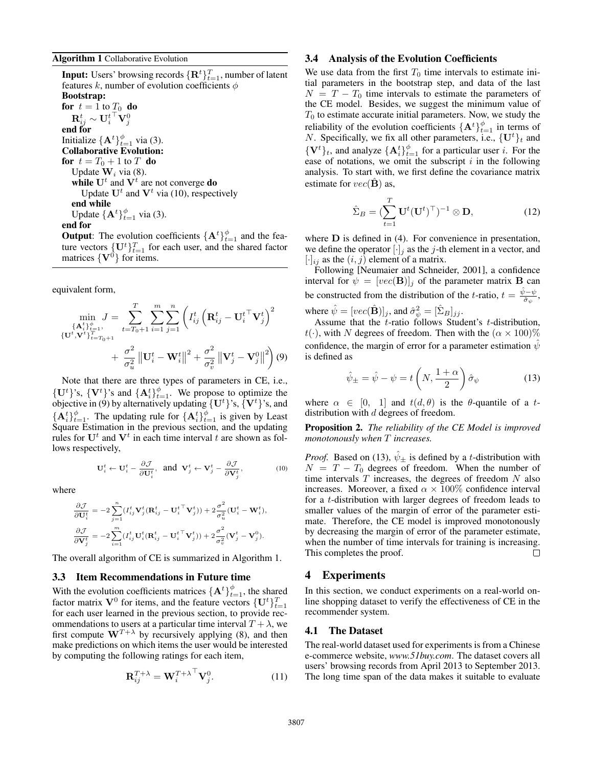**Algorithm 1** Collaborative Evolution

**Input:** Users' browsing records $\{\mathbf{R}^t\}_{t=1}^T$, number of latent features $k$, number of evolution coefficients $\phi$
**Bootstrap:**
**for** $t = 1$ to $T_0$ **do**
  $\mathbf{R}_{ij}^t \sim {\mathbf{U}_i^t}^\top \mathbf{V}_j^0$
**end for**
Initialize $\{\mathbf{A}^t\}_{t=1}^\phi$ via (3).
**Collaborative Evolution:**
**for** $t = T_0 + 1$ to $T$ **do**
  Update $\mathbf{W}_i$ via (8).
  **while** $\mathbf{U}^t$ and $\mathbf{V}^t$ are not converge **do**
    Update $\mathbf{U}^t$ and $\mathbf{V}^t$ via (10), respectively
  **end while**
  Update $\{\mathbf{A}^t\}_{t=1}^\phi$ via (3).
**end for**
**Output**: The evolution coefficients $\{\mathbf{A}^t\}_{t=1}^\phi$ and the feature vectors $\{\mathbf{U}^t\}_{t=1}^T$ for each user, and the shared factor matrices $\{\mathbf{V}^0\}$ for items.

equivalent form,

$$\min_{\substack{\{\mathbf{A}_i^t\}_{t=1}^\phi,\\ \{\mathbf{U}^t,\mathbf{V}^t\}_{t=T_0+1}^T}} J = \sum_{t=T_0+1}^{T}\sum_{i=1}^{m}\sum_{j=1}^{n}\left(I_{ij}^t\left(\mathbf{R}_{ij}^t - {\mathbf{U}_i^t}^\top \mathbf{V}_j^t\right)^2 + \frac{\sigma^2}{\sigma_u^2}\left\|\mathbf{U}_i^t - \mathbf{W}_i^t\right\|^2 + \frac{\sigma^2}{\sigma_v^2}\left\|\mathbf{V}_j^t - \mathbf{V}_j^0\right\|^2\right) \quad (9)$$

Note that there are three types of parameters in CE, i.e., $\{\mathbf{U}^t\}$'s, $\{\mathbf{V}^t\}$'s and $\{\mathbf{A}_i^t\}_{t=1}^\phi$. We propose to optimize the objective in (9) by alternatively updating $\{\mathbf{U}^t\}$'s, $\{\mathbf{V}^t\}$'s, and $\{\mathbf{A}_i^t\}_{t=1}^\phi$. The updating rule for $\{\mathbf{A}_i^t\}_{t=1}^\phi$ is given by Least Square Estimation in the previous section, and the updating rules for $\mathbf{U}^t$ and $\mathbf{V}^t$ in each time interval $t$ are shown as follows respectively,

$$\mathbf{U}_i^t \leftarrow \mathbf{U}_i^t - \frac{\partial \mathcal{J}}{\partial \mathbf{U}_i^t}, \text{ and } \mathbf{V}_j^t \leftarrow \mathbf{V}_j^t - \frac{\partial \mathcal{J}}{\partial \mathbf{V}_j^t}, \quad (10)$$

where

$$\frac{\partial \mathcal{J}}{\partial \mathbf{U}_i^t} = -2\sum_{j=1}^{n}(I_{ij}^t \mathbf{V}_j^t(\mathbf{R}_{ij}^t - {\mathbf{U}_i^t}^\top \mathbf{V}_j^t)) + 2\frac{\sigma^2}{\sigma_u^2}(\mathbf{U}_i^t - \mathbf{W}_i^t),$$

$$\frac{\partial \mathcal{J}}{\partial \mathbf{V}_j^t} = -2\sum_{i=1}^{m}(I_{ij}^t \mathbf{U}_i^t(\mathbf{R}_{ij}^t - {\mathbf{U}_i^t}^\top \mathbf{V}_j^t)) + 2\frac{\sigma^2}{\sigma_v^2}(\mathbf{V}_j^t - \mathbf{V}_j^0).$$

The overall algorithm of CE is summarized in Algorithm 1.

### 3.3 Item Recommendations in Future time

With the evolution coefficients matrices $\{\mathbf{A}^t\}_{t=1}^\phi$, the shared factor matrix $\mathbf{V}^0$ for items, and the feature vectors $\{\mathbf{U}^t\}_{t=1}^T$ for each user learned in the previous section, to provide recommendations to users at a particular time interval $T+\lambda$, we first compute $\mathbf{W}^{T+\lambda}$ by recursively applying (8), and then make predictions on which items the user would be interested by computing the following ratings for each item,

$$\mathbf{R}_{ij}^{T+\lambda} = {\mathbf{W}_i^{T+\lambda}}^\top \mathbf{V}_j^0. \quad (11)$$

### 3.4 Analysis of the Evolution Coefficients

We use data from the first $T_0$ time intervals to estimate initial parameters in the bootstrap step, and data of the last $N = T - T_0$ time intervals to estimate the parameters of the CE model. Besides, we suggest the minimum value of $T_0$ to estimate accurate initial parameters. Now, we study the reliability of the evolution coefficients $\{\mathbf{A}^t\}_{t=1}^\phi$ in terms of $N$. Specifically, we fix all other parameters, i.e., $\{\mathbf{U}^t\}_t$ and $\{\mathbf{V}^t\}_t$, and analyze $\{\mathbf{A}_i^t\}_{t=1}^\phi$ for a particular user $i$. For the ease of notations, we omit the subscript $i$ in the following analysis. To start with, we first define the covariance matrix estimate for $vec(\hat{\mathbf{B}})$ as,

$$\hat{\Sigma}_B = (\sum_{t=1}^{T}\mathbf{U}^t(\mathbf{U}^t)^\top)^{-1} \otimes \mathbf{D}, \quad (12)$$

where $\mathbf{D}$ is defined in (4). For convenience in presentation, we define the operator $[\cdot]_j$ as the $j$-th element in a vector, and $[\cdot]_{ij}$ as the $(i,j)$ element of a matrix.

Following [Neumaier and Schneider, 2001], a confidence interval for $\psi = [vec(\mathbf{B})]_j$ of the parameter matrix $\mathbf{B}$ can be constructed from the distribution of the $t$-ratio, $t = \frac{\hat{\psi}-\psi}{\hat{\sigma}_\psi}$, where $\hat{\psi} = [vec(\hat{\mathbf{B}})]_j$, and $\hat{\sigma}_\psi^2 = [\hat{\Sigma}_B]_{jj}$.

Assume that the $t$-ratio follows Student's $t$-distribution, $t(\cdot)$, with $N$ degrees of freedom. Then with the $(\alpha \times 100)\%$ confidence, the margin of error for a parameter estimation $\hat{\psi}$ is defined as

$$\hat{\psi}_\pm = \hat{\psi} - \psi = t\left(N, \frac{1+\alpha}{2}\right)\hat{\sigma}_\psi \quad (13)$$

where $\alpha \in [0,\ 1]$ and $t(d,\theta)$ is the $\theta$-quantile of a $t$-distribution with $d$ degrees of freedom.

**Proposition 2.** *The reliability of the CE Model is improved monotonously when $T$ increases.*

*Proof.* Based on (13), $\hat{\psi}_\pm$ is defined by a $t$-distribution with $N = T - T_0$ degrees of freedom. When the number of time intervals $T$ increases, the degrees of freedom $N$ also increases. Moreover, a fixed $\alpha \times 100\%$ confidence interval for a $t$-distribution with larger degrees of freedom leads to smaller values of the margin of error of the parameter estimate. Therefore, the CE model is improved monotonously by decreasing the margin of error of the parameter estimate, when the number of time intervals for training is increasing. This completes the proof. □

## 4 Experiments

In this section, we conduct experiments on a real-world online shopping dataset to verify the effectiveness of CE in the recommender system.

### 4.1 The Dataset

The real-world dataset used for experiments is from a Chinese e-commerce website, *www.51buy.com*. The dataset covers all users' browsing records from April 2013 to September 2013. The long time span of the data makes it suitable to evaluate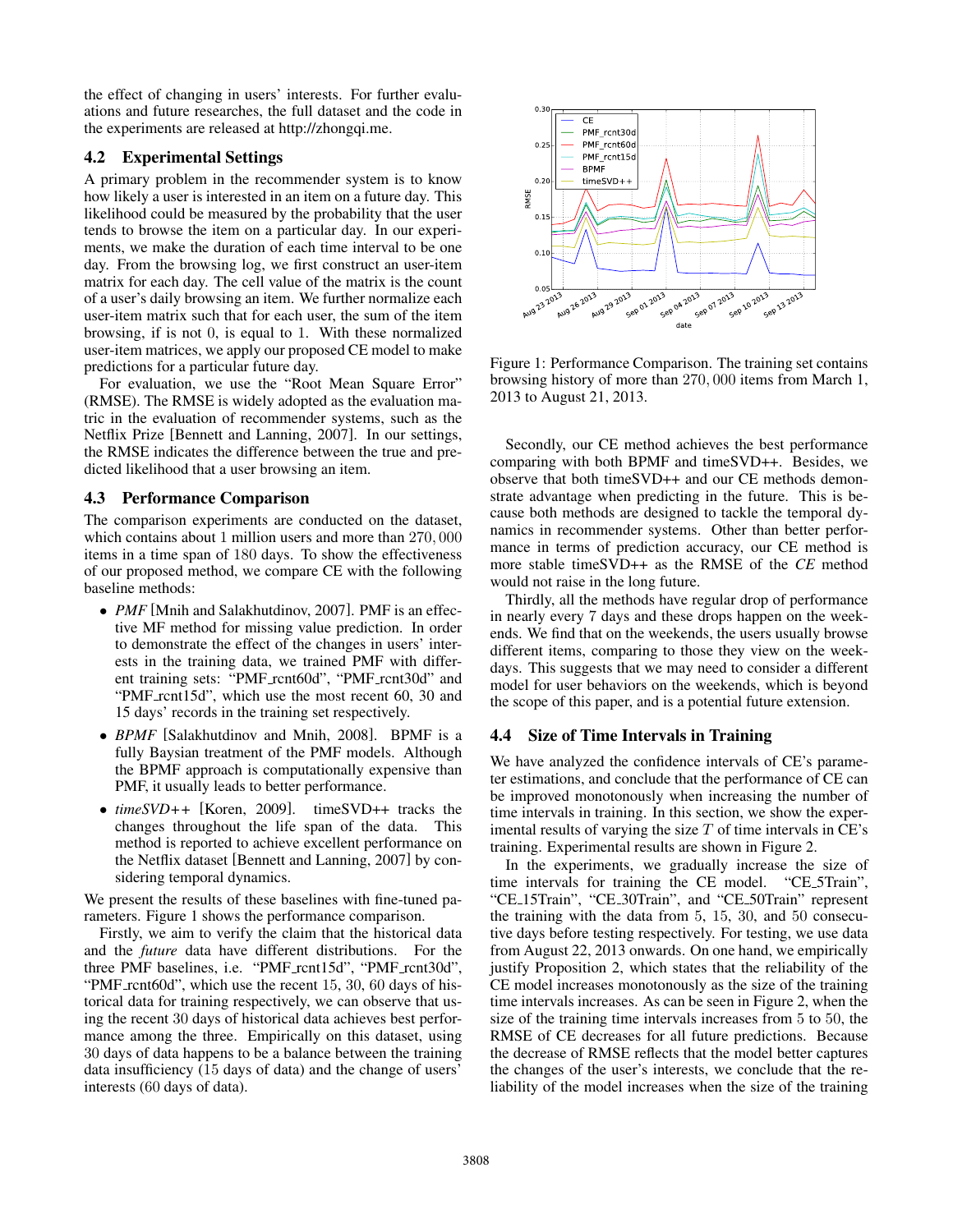the effect of changing in users' interests. For further evaluations and future researches, the full dataset and the code in the experiments are released at http://zhongqi.me.

### 4.2 Experimental Settings

A primary problem in the recommender system is to know how likely a user is interested in an item on a future day. This likelihood could be measured by the probability that the user tends to browse the item on a particular day. In our experiments, we make the duration of each time interval to be one day. From the browsing log, we first construct an user-item matrix for each day. The cell value of the matrix is the count of a user's daily browsing an item. We further normalize each user-item matrix such that for each user, the sum of the item browsing, if is not 0, is equal to 1. With these normalized user-item matrices, we apply our proposed CE model to make predictions for a particular future day.

For evaluation, we use the "Root Mean Square Error" (RMSE). The RMSE is widely adopted as the evaluation matric in the evaluation of recommender systems, such as the Netflix Prize [Bennett and Lanning, 2007]. In our settings, the RMSE indicates the difference between the true and predicted likelihood that a user browsing an item.

### 4.3 Performance Comparison

The comparison experiments are conducted on the dataset, which contains about 1 million users and more than 270,000 items in a time span of 180 days. To show the effectiveness of our proposed method, we compare CE with the following baseline methods:

- *PMF* [Mnih and Salakhutdinov, 2007]. PMF is an effective MF method for missing value prediction. In order to demonstrate the effect of the changes in users' interests in the training data, we trained PMF with different training sets: "PMF_rcnt60d", "PMF_rcnt30d" and "PMF_rcnt15d", which use the most recent 60, 30 and 15 days' records in the training set respectively.
- *BPMF* [Salakhutdinov and Mnih, 2008]. BPMF is a fully Baysian treatment of the PMF models. Although the BPMF approach is computationally expensive than PMF, it usually leads to better performance.
- *timeSVD++* [Koren, 2009]. timeSVD++ tracks the changes throughout the life span of the data. This method is reported to achieve excellent performance on the Netflix dataset [Bennett and Lanning, 2007] by considering temporal dynamics.

We present the results of these baselines with fine-tuned parameters. Figure 1 shows the performance comparison.

Firstly, we aim to verify the claim that the historical data and the *future* data have different distributions. For the three PMF baselines, i.e. "PMF_rcnt15d", "PMF_rcnt30d", "PMF_rcnt60d", which use the recent 15, 30, 60 days of historical data for training respectively, we can observe that using the recent 30 days of historical data achieves best performance among the three. Empirically on this dataset, using 30 days of data happens to be a balance between the training data insufficiency (15 days of data) and the change of users' interests (60 days of data).

Figure 1: Performance Comparison. The training set contains browsing history of more than 270,000 items from March 1, 2013 to August 21, 2013.

Secondly, our CE method achieves the best performance comparing with both BPMF and timeSVD++. Besides, we observe that both timeSVD++ and our CE methods demonstrate advantage when predicting in the future. This is because both methods are designed to tackle the temporal dynamics in recommender systems. Other than better performance in terms of prediction accuracy, our CE method is more stable timeSVD++ as the RMSE of the *CE* method would not raise in the long future.

Thirdly, all the methods have regular drop of performance in nearly every 7 days and these drops happen on the weekends. We find that on the weekends, the users usually browse different items, comparing to those they view on the weekdays. This suggests that we may need to consider a different model for user behaviors on the weekends, which is beyond the scope of this paper, and is a potential future extension.

### 4.4 Size of Time Intervals in Training

We have analyzed the confidence intervals of CE's parameter estimations, and conclude that the performance of CE can be improved monotonously when increasing the number of time intervals in training. In this section, we show the experimental results of varying the size $T$ of time intervals in CE's training. Experimental results are shown in Figure 2.

In the experiments, we gradually increase the size of time intervals for training the CE model. "CE_5Train", "CE_15Train", "CE_30Train", and "CE_50Train" represent the training with the data from 5, 15, 30, and 50 consecutive days before testing respectively. For testing, we use data from August 22, 2013 onwards. On one hand, we empirically justify Proposition 2, which states that the reliability of the CE model increases monotonously as the size of the training time intervals increases. As can be seen in Figure 2, when the size of the training time intervals increases from 5 to 50, the RMSE of CE decreases for all future predictions. Because the decrease of RMSE reflects that the model better captures the changes of the user's interests, we conclude that the reliability of the model increases when the size of the training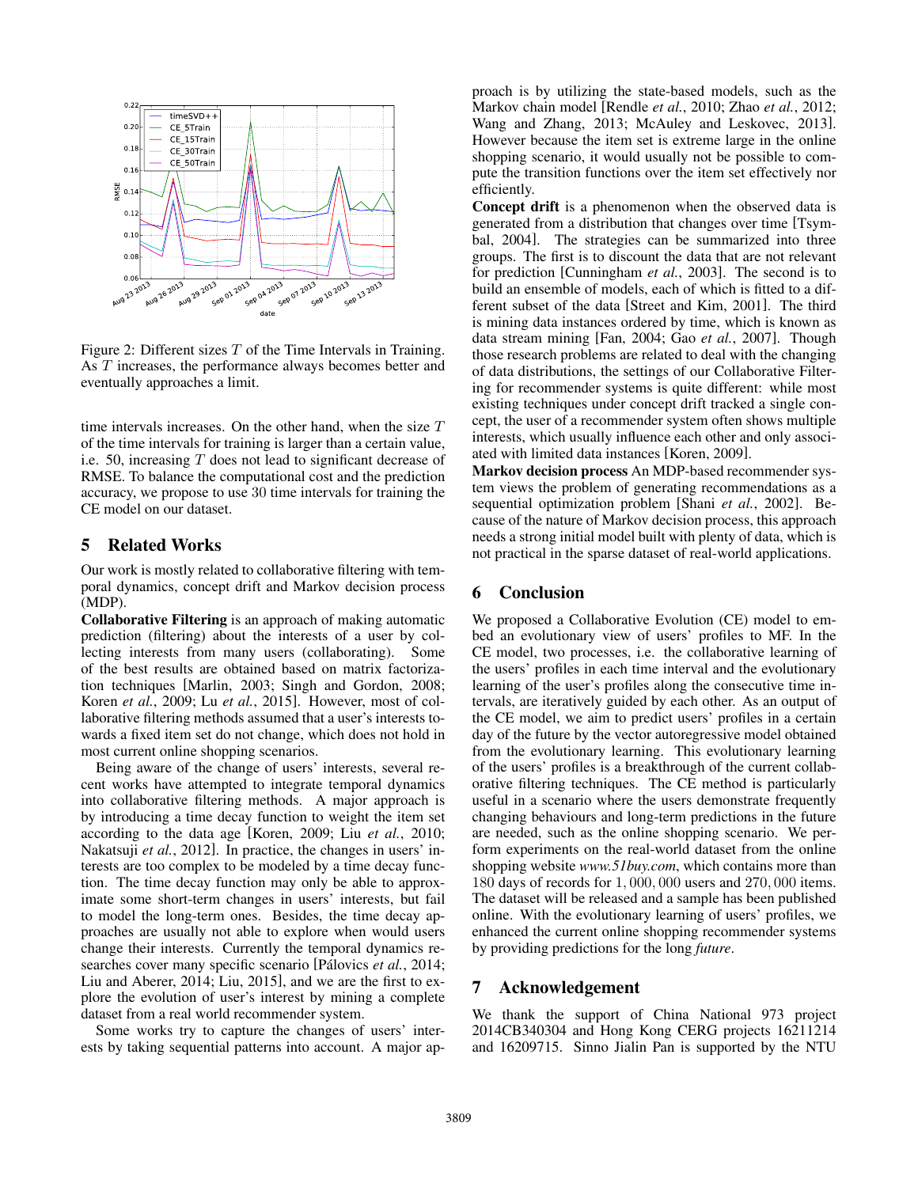Figure 2: Different sizes $T$ of the Time Intervals in Training. As $T$ increases, the performance always becomes better and eventually approaches a limit.

time intervals increases. On the other hand, when the size $T$ of the time intervals for training is larger than a certain value, i.e. 50, increasing $T$ does not lead to significant decrease of RMSE. To balance the computational cost and the prediction accuracy, we propose to use 30 time intervals for training the CE model on our dataset.

## 5 Related Works

Our work is mostly related to collaborative filtering with temporal dynamics, concept drift and Markov decision process (MDP).

**Collaborative Filtering** is an approach of making automatic prediction (filtering) about the interests of a user by collecting interests from many users (collaborating). Some of the best results are obtained based on matrix factorization techniques [Marlin, 2003; Singh and Gordon, 2008; Koren *et al.*, 2009; Lu *et al.*, 2015]. However, most of collaborative filtering methods assumed that a user's interests towards a fixed item set do not change, which does not hold in most current online shopping scenarios.

Being aware of the change of users' interests, several recent works have attempted to integrate temporal dynamics into collaborative filtering methods. A major approach is by introducing a time decay function to weight the item set according to the data age [Koren, 2009; Liu *et al.*, 2010; Nakatsuji *et al.*, 2012]. In practice, the changes in users' interests are too complex to be modeled by a time decay function. The time decay function may only be able to approximate some short-term changes in users' interests, but fail to model the long-term ones. Besides, the time decay approaches are usually not able to explore when would users change their interests. Currently the temporal dynamics researches cover many specific scenario [Pálovics *et al.*, 2014; Liu and Aberer, 2014; Liu, 2015], and we are the first to explore the evolution of user's interest by mining a complete dataset from a real world recommender system.

Some works try to capture the changes of users' interests by taking sequential patterns into account. A major approach is by utilizing the state-based models, such as the Markov chain model [Rendle *et al.*, 2010; Zhao *et al.*, 2012; Wang and Zhang, 2013; McAuley and Leskovec, 2013]. However because the item set is extreme large in the online shopping scenario, it would usually not be possible to compute the transition functions over the item set effectively nor efficiently.

**Concept drift** is a phenomenon when the observed data is generated from a distribution that changes over time [Tsymbal, 2004]. The strategies can be summarized into three groups. The first is to discount the data that are not relevant for prediction [Cunningham *et al.*, 2003]. The second is to build an ensemble of models, each of which is fitted to a different subset of the data [Street and Kim, 2001]. The third is mining data instances ordered by time, which is known as data stream mining [Fan, 2004; Gao *et al.*, 2007]. Though those research problems are related to deal with the changing of data distributions, the settings of our Collaborative Filtering for recommender systems is quite different: while most existing techniques under concept drift tracked a single concept, the user of a recommender system often shows multiple interests, which usually influence each other and only associated with limited data instances [Koren, 2009].

**Markov decision process** An MDP-based recommender system views the problem of generating recommendations as a sequential optimization problem [Shani *et al.*, 2002]. Because of the nature of Markov decision process, this approach needs a strong initial model built with plenty of data, which is not practical in the sparse dataset of real-world applications.

## 6 Conclusion

We proposed a Collaborative Evolution (CE) model to embed an evolutionary view of users' profiles to MF. In the CE model, two processes, i.e. the collaborative learning of the users' profiles in each time interval and the evolutionary learning of the user's profiles along the consecutive time intervals, are iteratively guided by each other. As an output of the CE model, we aim to predict users' profiles in a certain day of the future by the vector autoregressive model obtained from the evolutionary learning. This evolutionary learning of the users' profiles is a breakthrough of the current collaborative filtering techniques. The CE method is particularly useful in a scenario where the users demonstrate frequently changing behaviours and long-term predictions in the future are needed, such as the online shopping scenario. We perform experiments on the real-world dataset from the online shopping website *www.51buy.com*, which contains more than 180 days of records for 1,000,000 users and 270,000 items. The dataset will be released and a sample has been published online. With the evolutionary learning of users' profiles, we enhanced the current online shopping recommender systems by providing predictions for the long *future*.

## 7 Acknowledgement

We thank the support of China National 973 project 2014CB340304 and Hong Kong CERG projects 16211214 and 16209715. Sinno Jialin Pan is supported by the NTU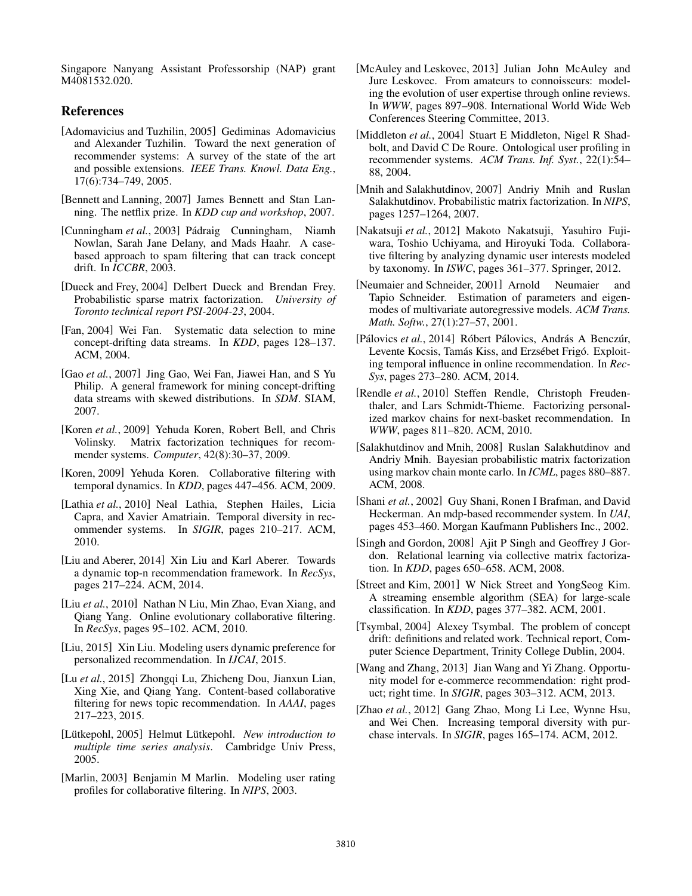Singapore Nanyang Assistant Professorship (NAP) grant M4081532.020.

## References

[Adomavicius and Tuzhilin, 2005] Gediminas Adomavicius and Alexander Tuzhilin. Toward the next generation of recommender systems: A survey of the state of the art and possible extensions. *IEEE Trans. Knowl. Data Eng.*, 17(6):734–749, 2005.

[Bennett and Lanning, 2007] James Bennett and Stan Lanning. The netflix prize. In *KDD cup and workshop*, 2007.

[Cunningham *et al.*, 2003] Pádraig Cunningham, Niamh Nowlan, Sarah Jane Delany, and Mads Haahr. A case-based approach to spam filtering that can track concept drift. In *ICCBR*, 2003.

[Dueck and Frey, 2004] Delbert Dueck and Brendan Frey. Probabilistic sparse matrix factorization. *University of Toronto technical report PSI-2004-23*, 2004.

[Fan, 2004] Wei Fan. Systematic data selection to mine concept-drifting data streams. In *KDD*, pages 128–137. ACM, 2004.

[Gao *et al.*, 2007] Jing Gao, Wei Fan, Jiawei Han, and S Yu Philip. A general framework for mining concept-drifting data streams with skewed distributions. In *SDM*. SIAM, 2007.

[Koren *et al.*, 2009] Yehuda Koren, Robert Bell, and Chris Volinsky. Matrix factorization techniques for recommender systems. *Computer*, 42(8):30–37, 2009.

[Koren, 2009] Yehuda Koren. Collaborative filtering with temporal dynamics. In *KDD*, pages 447–456. ACM, 2009.

[Lathia *et al.*, 2010] Neal Lathia, Stephen Hailes, Licia Capra, and Xavier Amatriain. Temporal diversity in recommender systems. In *SIGIR*, pages 210–217. ACM, 2010.

[Liu and Aberer, 2014] Xin Liu and Karl Aberer. Towards a dynamic top-n recommendation framework. In *RecSys*, pages 217–224. ACM, 2014.

[Liu *et al.*, 2010] Nathan N Liu, Min Zhao, Evan Xiang, and Qiang Yang. Online evolutionary collaborative filtering. In *RecSys*, pages 95–102. ACM, 2010.

[Liu, 2015] Xin Liu. Modeling users dynamic preference for personalized recommendation. In *IJCAI*, 2015.

[Lu *et al.*, 2015] Zhongqi Lu, Zhicheng Dou, Jianxun Lian, Xing Xie, and Qiang Yang. Content-based collaborative filtering for news topic recommendation. In *AAAI*, pages 217–223, 2015.

[Lütkepohl, 2005] Helmut Lütkepohl. *New introduction to multiple time series analysis*. Cambridge Univ Press, 2005.

[Marlin, 2003] Benjamin M Marlin. Modeling user rating profiles for collaborative filtering. In *NIPS*, 2003.

[McAuley and Leskovec, 2013] Julian John McAuley and Jure Leskovec. From amateurs to connoisseurs: modeling the evolution of user expertise through online reviews. In *WWW*, pages 897–908. International World Wide Web Conferences Steering Committee, 2013.

[Middleton *et al.*, 2004] Stuart E Middleton, Nigel R Shadbolt, and David C De Roure. Ontological user profiling in recommender systems. *ACM Trans. Inf. Syst.*, 22(1):54–88, 2004.

[Mnih and Salakhutdinov, 2007] Andriy Mnih and Ruslan Salakhutdinov. Probabilistic matrix factorization. In *NIPS*, pages 1257–1264, 2007.

[Nakatsuji *et al.*, 2012] Makoto Nakatsuji, Yasuhiro Fujiwara, Toshio Uchiyama, and Hiroyuki Toda. Collaborative filtering by analyzing dynamic user interests modeled by taxonomy. In *ISWC*, pages 361–377. Springer, 2012.

[Neumaier and Schneider, 2001] Arnold Neumaier and Tapio Schneider. Estimation of parameters and eigenmodes of multivariate autoregressive models. *ACM Trans. Math. Softw.*, 27(1):27–57, 2001.

[Pálovics *et al.*, 2014] Róbert Pálovics, András A Benczúr, Levente Kocsis, Tamás Kiss, and Erzsébet Frigó. Exploiting temporal influence in online recommendation. In *RecSys*, pages 273–280. ACM, 2014.

[Rendle *et al.*, 2010] Steffen Rendle, Christoph Freudenthaler, and Lars Schmidt-Thieme. Factorizing personalized markov chains for next-basket recommendation. In *WWW*, pages 811–820. ACM, 2010.

[Salakhutdinov and Mnih, 2008] Ruslan Salakhutdinov and Andriy Mnih. Bayesian probabilistic matrix factorization using markov chain monte carlo. In *ICML*, pages 880–887. ACM, 2008.

[Shani *et al.*, 2002] Guy Shani, Ronen I Brafman, and David Heckerman. An mdp-based recommender system. In *UAI*, pages 453–460. Morgan Kaufmann Publishers Inc., 2002.

[Singh and Gordon, 2008] Ajit P Singh and Geoffrey J Gordon. Relational learning via collective matrix factorization. In *KDD*, pages 650–658. ACM, 2008.

[Street and Kim, 2001] W Nick Street and YongSeog Kim. A streaming ensemble algorithm (SEA) for large-scale classification. In *KDD*, pages 377–382. ACM, 2001.

[Tsymbal, 2004] Alexey Tsymbal. The problem of concept drift: definitions and related work. Technical report, Computer Science Department, Trinity College Dublin, 2004.

[Wang and Zhang, 2013] Jian Wang and Yi Zhang. Opportunity model for e-commerce recommendation: right product; right time. In *SIGIR*, pages 303–312. ACM, 2013.

[Zhao *et al.*, 2012] Gang Zhao, Mong Li Lee, Wynne Hsu, and Wei Chen. Increasing temporal diversity with purchase intervals. In *SIGIR*, pages 165–174. ACM, 2012.